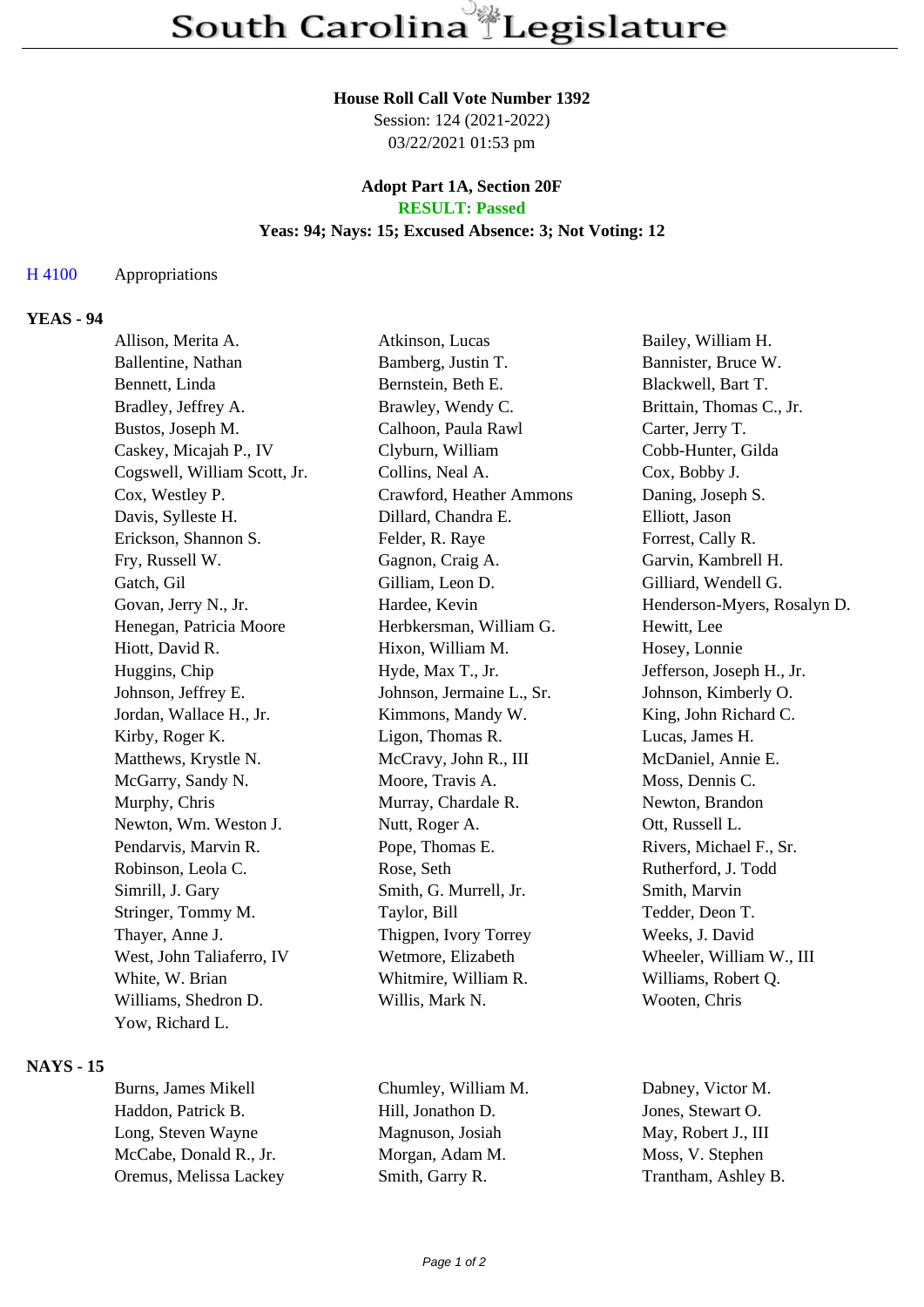# South Carolina Legislature

**House Roll Call Vote Number 1392**
Session: 124 (2021-2022)
03/22/2021 01:53 pm

**Adopt Part 1A, Section 20F**
**RESULT: Passed**
**Yeas: 94; Nays: 15; Excused Absence: 3; Not Voting: 12**

H 4100 Appropriations

## YEAS - 94

| | | |
|---|---|---|
| Allison, Merita A. | Atkinson, Lucas | Bailey, William H. |
| Ballentine, Nathan | Bamberg, Justin T. | Bannister, Bruce W. |
| Bennett, Linda | Bernstein, Beth E. | Blackwell, Bart T. |
| Bradley, Jeffrey A. | Brawley, Wendy C. | Brittain, Thomas C., Jr. |
| Bustos, Joseph M. | Calhoon, Paula Rawl | Carter, Jerry T. |
| Caskey, Micajah P., IV | Clyburn, William | Cobb-Hunter, Gilda |
| Cogswell, William Scott, Jr. | Collins, Neal A. | Cox, Bobby J. |
| Cox, Westley P. | Crawford, Heather Ammons | Daning, Joseph S. |
| Davis, Sylleste H. | Dillard, Chandra E. | Elliott, Jason |
| Erickson, Shannon S. | Felder, R. Raye | Forrest, Cally R. |
| Fry, Russell W. | Gagnon, Craig A. | Garvin, Kambrell H. |
| Gatch, Gil | Gilliam, Leon D. | Gilliard, Wendell G. |
| Govan, Jerry N., Jr. | Hardee, Kevin | Henderson-Myers, Rosalyn D. |
| Henegan, Patricia Moore | Herbkersman, William G. | Hewitt, Lee |
| Hiott, David R. | Hixon, William M. | Hosey, Lonnie |
| Huggins, Chip | Hyde, Max T., Jr. | Jefferson, Joseph H., Jr. |
| Johnson, Jeffrey E. | Johnson, Jermaine L., Sr. | Johnson, Kimberly O. |
| Jordan, Wallace H., Jr. | Kimmons, Mandy W. | King, John Richard C. |
| Kirby, Roger K. | Ligon, Thomas R. | Lucas, James H. |
| Matthews, Krystle N. | McCravy, John R., III | McDaniel, Annie E. |
| McGarry, Sandy N. | Moore, Travis A. | Moss, Dennis C. |
| Murphy, Chris | Murray, Chardale R. | Newton, Brandon |
| Newton, Wm. Weston J. | Nutt, Roger A. | Ott, Russell L. |
| Pendarvis, Marvin R. | Pope, Thomas E. | Rivers, Michael F., Sr. |
| Robinson, Leola C. | Rose, Seth | Rutherford, J. Todd |
| Simrill, J. Gary | Smith, G. Murrell, Jr. | Smith, Marvin |
| Stringer, Tommy M. | Taylor, Bill | Tedder, Deon T. |
| Thayer, Anne J. | Thigpen, Ivory Torrey | Weeks, J. David |
| West, John Taliaferro, IV | Wetmore, Elizabeth | Wheeler, William W., III |
| White, W. Brian | Whitmire, William R. | Williams, Robert Q. |
| Williams, Shedron D. | Willis, Mark N. | Wooten, Chris |
| Yow, Richard L. | | |

## NAYS - 15

| | | |
|---|---|---|
| Burns, James Mikell | Chumley, William M. | Dabney, Victor M. |
| Haddon, Patrick B. | Hill, Jonathon D. | Jones, Stewart O. |
| Long, Steven Wayne | Magnuson, Josiah | May, Robert J., III |
| McCabe, Donald R., Jr. | Morgan, Adam M. | Moss, V. Stephen |
| Oremus, Melissa Lackey | Smith, Garry R. | Trantham, Ashley B. |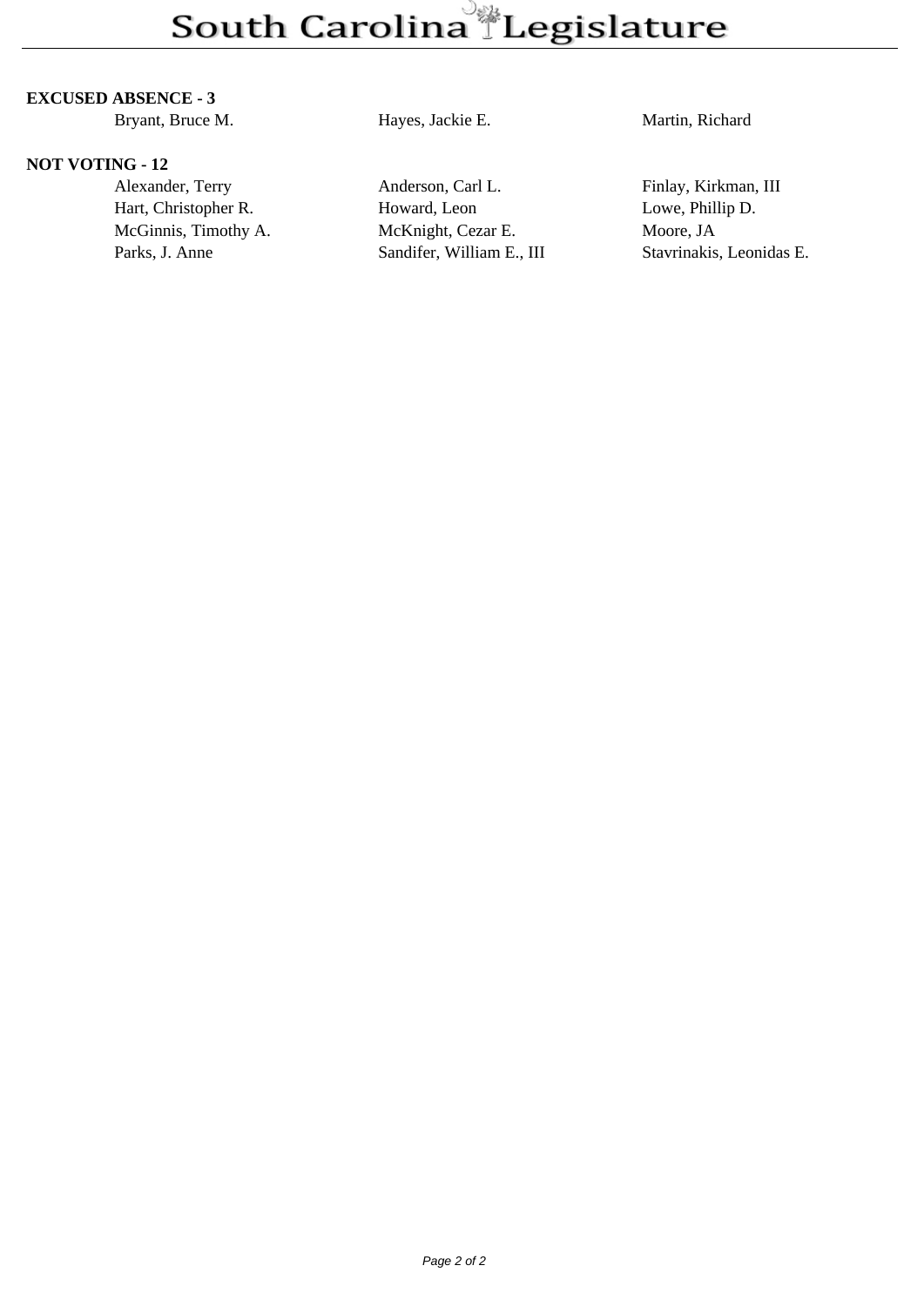**EXCUSED ABSENCE - 3**

| | | |
|---|---|---|
| Bryant, Bruce M. | Hayes, Jackie E. | Martin, Richard |

**NOT VOTING - 12**

| | | |
|---|---|---|
| Alexander, Terry | Anderson, Carl L. | Finlay, Kirkman, III |
| Hart, Christopher R. | Howard, Leon | Lowe, Phillip D. |
| McGinnis, Timothy A. | McKnight, Cezar E. | Moore, JA |
| Parks, J. Anne | Sandifer, William E., III | Stavrinakis, Leonidas E. |